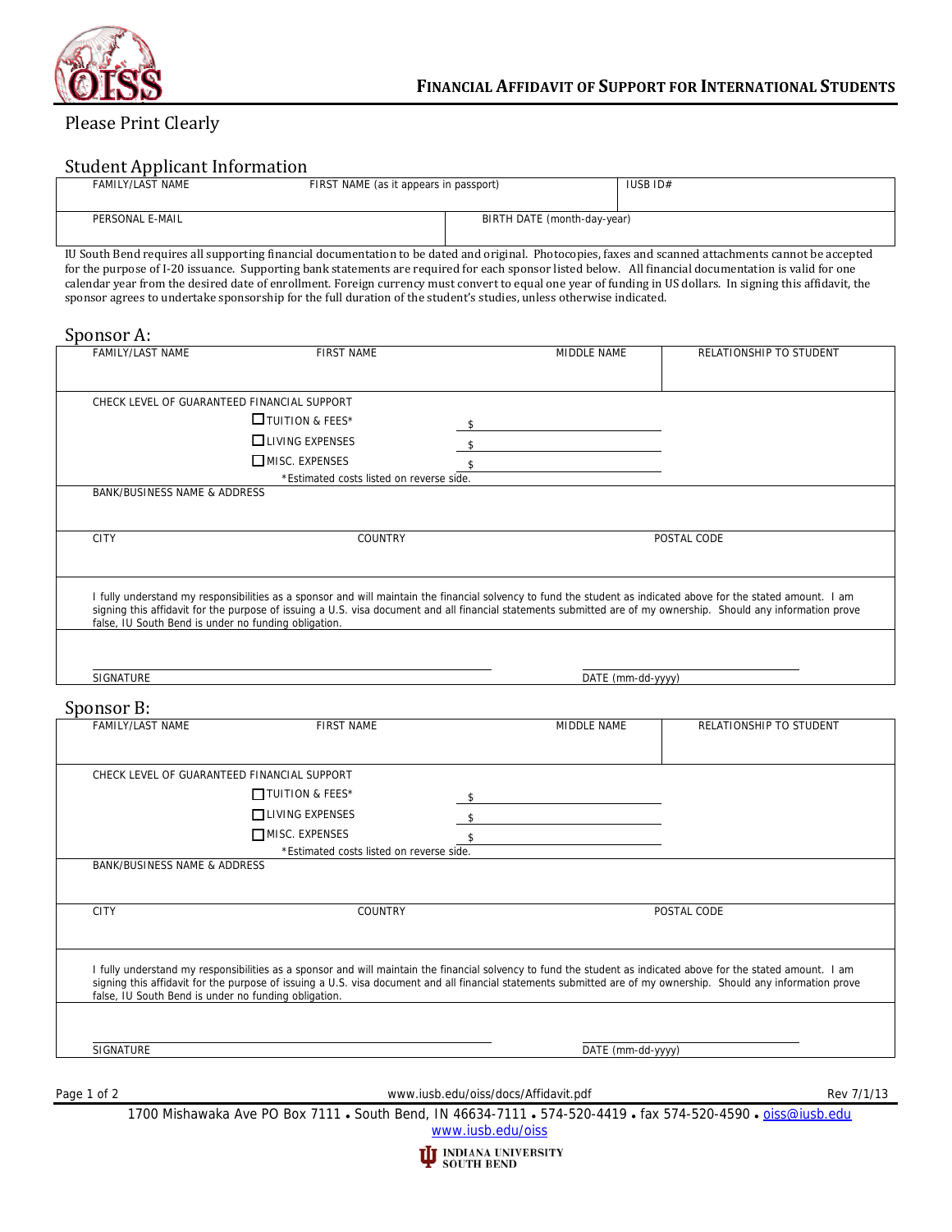# FINANCIAL AFFIDAVIT OF SUPPORT FOR INTERNATIONAL STUDENTS

Please Print Clearly

## Student Applicant Information

| FAMILY/LAST NAME | FIRST NAME (as it appears in passport) | IUSB ID# |
|---|---|---|
| | | |

| PERSONAL E-MAIL | BIRTH DATE (month-day-year) |
|---|---|
| | |

IU South Bend requires all supporting financial documentation to be dated and original. Photocopies, faxes and scanned attachments cannot be accepted for the purpose of I-20 issuance. Supporting bank statements are required for each sponsor listed below. All financial documentation is valid for one calendar year from the desired date of enrollment. Foreign currency must convert to equal one year of funding in US dollars. In signing this affidavit, the sponsor agrees to undertake sponsorship for the full duration of the student's studies, unless otherwise indicated.

## Sponsor A:

| FAMILY/LAST NAME | FIRST NAME | MIDDLE NAME | RELATIONSHIP TO STUDENT |
|---|---|---|---|
| | | | |

CHECK LEVEL OF GUARANTEED FINANCIAL SUPPORT

- ☐ TUITION & FEES* $ ____________
- ☐ LIVING EXPENSES $ ____________
- ☐ MISC. EXPENSES $ ____________

*Estimated costs listed on reverse side.

BANK/BUSINESS NAME & ADDRESS

| CITY | COUNTRY | POSTAL CODE |
|---|---|---|
| | | |

I fully understand my responsibilities as a sponsor and will maintain the financial solvency to fund the student as indicated above for the stated amount. I am signing this affidavit for the purpose of issuing a U.S. visa document and all financial statements submitted are of my ownership. Should any information prove false, IU South Bend is under no funding obligation.

SIGNATURE ____________________ DATE (mm-dd-yyyy) ____________

## Sponsor B:

| FAMILY/LAST NAME | FIRST NAME | MIDDLE NAME | RELATIONSHIP TO STUDENT |
|---|---|---|---|
| | | | |

CHECK LEVEL OF GUARANTEED FINANCIAL SUPPORT

- ☐ TUITION & FEES* $ ____________
- ☐ LIVING EXPENSES $ ____________
- ☐ MISC. EXPENSES $ ____________

*Estimated costs listed on reverse side.

BANK/BUSINESS NAME & ADDRESS

| CITY | COUNTRY | POSTAL CODE |
|---|---|---|
| | | |

I fully understand my responsibilities as a sponsor and will maintain the financial solvency to fund the student as indicated above for the stated amount. I am signing this affidavit for the purpose of issuing a U.S. visa document and all financial statements submitted are of my ownership. Should any information prove false, IU South Bend is under no funding obligation.

SIGNATURE ____________________ DATE (mm-dd-yyyy) ____________

www.iusb.edu/oiss/docs/Affidavit.pdf Rev 7/1/13

1700 Mishawaka Ave PO Box 7111 • South Bend, IN 46634-7111 • 574-520-4419 • fax 574-520-4590 • oiss@iusb.edu
www.iusb.edu/oiss

INDIANA UNIVERSITY SOUTH BEND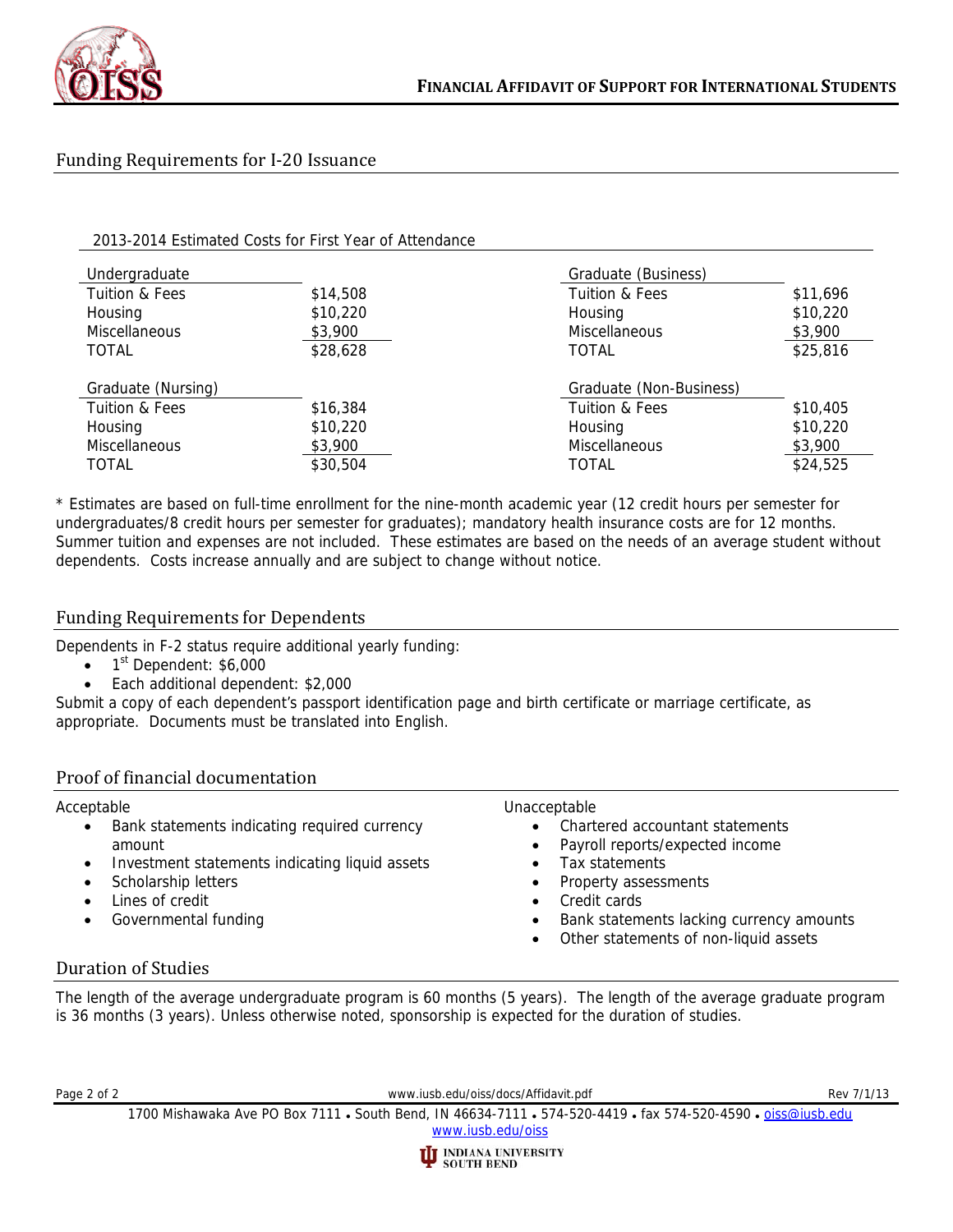# Financial Affidavit of Support for International Students

## Funding Requirements for I-20 Issuance

2013-2014 Estimated Costs for First Year of Attendance

| Undergraduate | | Graduate (Business) | |
|---|---|---|---|
| Tuition & Fees | $14,508 | Tuition & Fees | $11,696 |
| Housing | $10,220 | Housing | $10,220 |
| Miscellaneous | $3,900 | Miscellaneous | $3,900 |
| TOTAL | $28,628 | TOTAL | $25,816 |
| **Graduate (Nursing)** | | **Graduate (Non-Business)** | |
| Tuition & Fees | $16,384 | Tuition & Fees | $10,405 |
| Housing | $10,220 | Housing | $10,220 |
| Miscellaneous | $3,900 | Miscellaneous | $3,900 |
| TOTAL | $30,504 | TOTAL | $24,525 |

* Estimates are based on full-time enrollment for the nine-month academic year (12 credit hours per semester for undergraduates/8 credit hours per semester for graduates); mandatory health insurance costs are for 12 months. Summer tuition and expenses are not included. These estimates are based on the needs of an average student without dependents. Costs increase annually and are subject to change without notice.

## Funding Requirements for Dependents

Dependents in F-2 status require additional yearly funding:

- 1st Dependent: $6,000
- Each additional dependent: $2,000

Submit a copy of each dependent's passport identification page and birth certificate or marriage certificate, as appropriate. Documents must be translated into English.

## Proof of financial documentation

Acceptable

- Bank statements indicating required currency amount
- Investment statements indicating liquid assets
- Scholarship letters
- Lines of credit
- Governmental funding

Unacceptable

- Chartered accountant statements
- Payroll reports/expected income
- Tax statements
- Property assessments
- Credit cards
- Bank statements lacking currency amounts
- Other statements of non-liquid assets

## Duration of Studies

The length of the average undergraduate program is 60 months (5 years). The length of the average graduate program is 36 months (3 years). Unless otherwise noted, sponsorship is expected for the duration of studies.

1700 Mishawaka Ave PO Box 7111 • South Bend, IN 46634-7111 • 574-520-4419 • fax 574-520-4590 • oiss@iusb.edu
www.iusb.edu/oiss

Indiana University South Bend